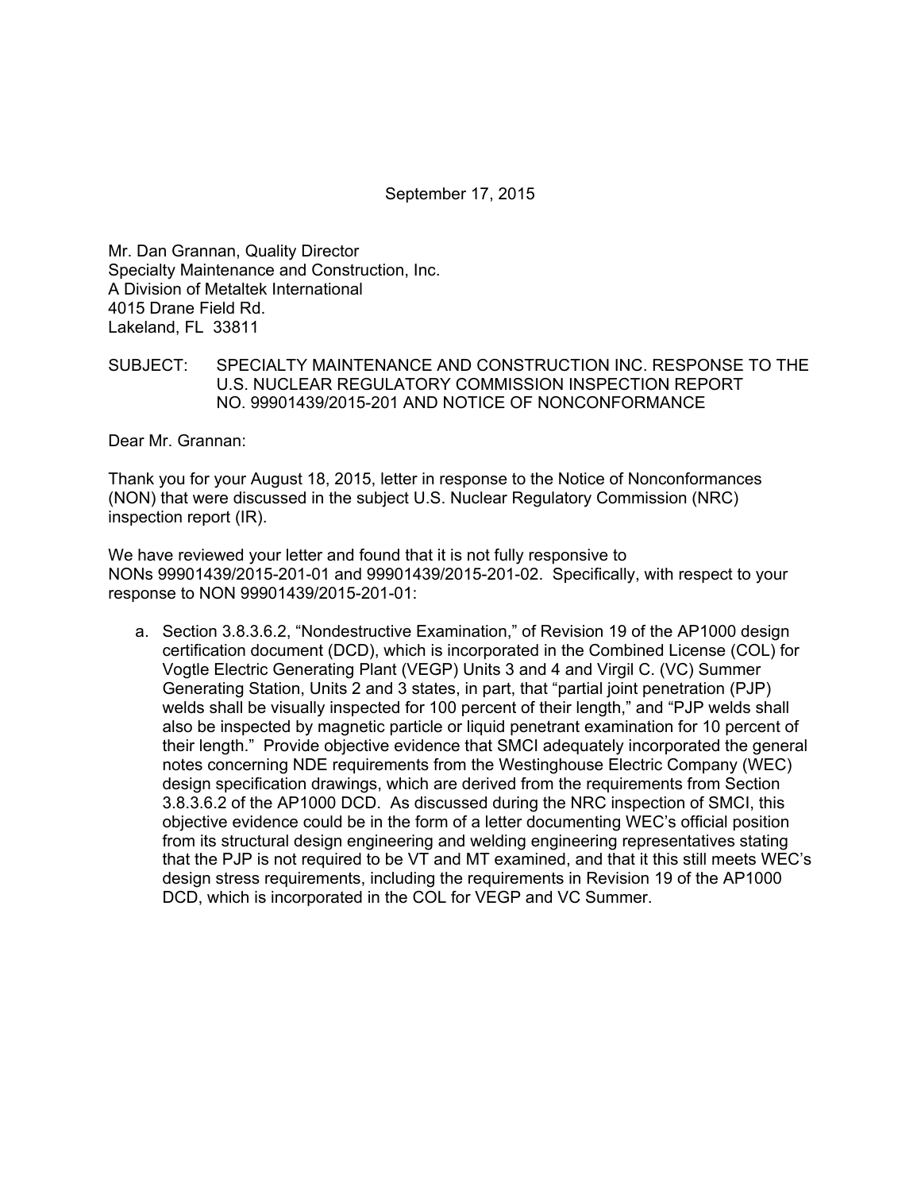September 17, 2015

Mr. Dan Grannan, Quality Director
Specialty Maintenance and Construction, Inc.
A Division of Metaltek International
4015 Drane Field Rd.
Lakeland, FL 33811

SUBJECT: SPECIALTY MAINTENANCE AND CONSTRUCTION INC. RESPONSE TO THE U.S. NUCLEAR REGULATORY COMMISSION INSPECTION REPORT NO. 99901439/2015-201 AND NOTICE OF NONCONFORMANCE

Dear Mr. Grannan:

Thank you for your August 18, 2015, letter in response to the Notice of Nonconformances (NON) that were discussed in the subject U.S. Nuclear Regulatory Commission (NRC) inspection report (IR).

We have reviewed your letter and found that it is not fully responsive to NONs 99901439/2015-201-01 and 99901439/2015-201-02. Specifically, with respect to your response to NON 99901439/2015-201-01:

a. Section 3.8.3.6.2, "Nondestructive Examination," of Revision 19 of the AP1000 design certification document (DCD), which is incorporated in the Combined License (COL) for Vogtle Electric Generating Plant (VEGP) Units 3 and 4 and Virgil C. (VC) Summer Generating Station, Units 2 and 3 states, in part, that "partial joint penetration (PJP) welds shall be visually inspected for 100 percent of their length," and "PJP welds shall also be inspected by magnetic particle or liquid penetrant examination for 10 percent of their length." Provide objective evidence that SMCI adequately incorporated the general notes concerning NDE requirements from the Westinghouse Electric Company (WEC) design specification drawings, which are derived from the requirements from Section 3.8.3.6.2 of the AP1000 DCD. As discussed during the NRC inspection of SMCI, this objective evidence could be in the form of a letter documenting WEC's official position from its structural design engineering and welding engineering representatives stating that the PJP is not required to be VT and MT examined, and that it this still meets WEC's design stress requirements, including the requirements in Revision 19 of the AP1000 DCD, which is incorporated in the COL for VEGP and VC Summer.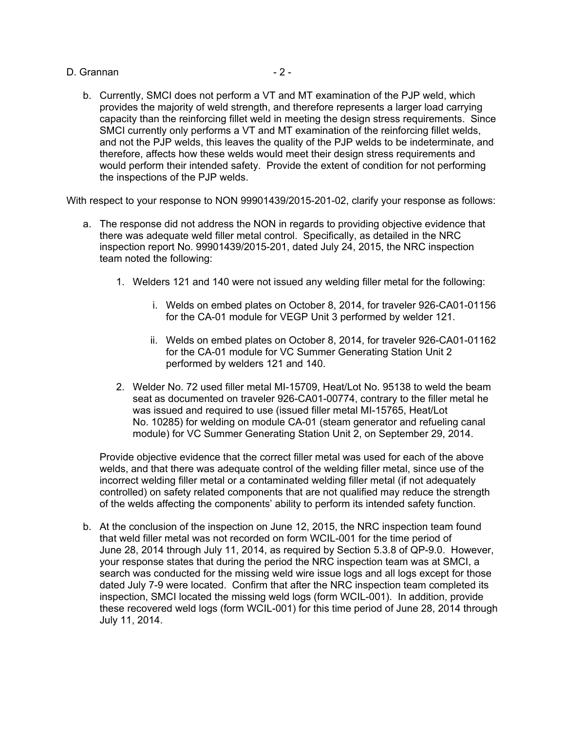b. Currently, SMCI does not perform a VT and MT examination of the PJP weld, which provides the majority of weld strength, and therefore represents a larger load carrying capacity than the reinforcing fillet weld in meeting the design stress requirements. Since SMCI currently only performs a VT and MT examination of the reinforcing fillet welds, and not the PJP welds, this leaves the quality of the PJP welds to be indeterminate, and therefore, affects how these welds would meet their design stress requirements and would perform their intended safety. Provide the extent of condition for not performing the inspections of the PJP welds.

With respect to your response to NON 99901439/2015-201-02, clarify your response as follows:

a. The response did not address the NON in regards to providing objective evidence that there was adequate weld filler metal control. Specifically, as detailed in the NRC inspection report No. 99901439/2015-201, dated July 24, 2015, the NRC inspection team noted the following:

   1. Welders 121 and 140 were not issued any welding filler metal for the following:

      i. Welds on embed plates on October 8, 2014, for traveler 926-CA01-01156 for the CA-01 module for VEGP Unit 3 performed by welder 121.

      ii. Welds on embed plates on October 8, 2014, for traveler 926-CA01-01162 for the CA-01 module for VC Summer Generating Station Unit 2 performed by welders 121 and 140.

   2. Welder No. 72 used filler metal MI-15709, Heat/Lot No. 95138 to weld the beam seat as documented on traveler 926-CA01-00774, contrary to the filler metal he was issued and required to use (issued filler metal MI-15765, Heat/Lot No. 10285) for welding on module CA-01 (steam generator and refueling canal module) for VC Summer Generating Station Unit 2, on September 29, 2014.

   Provide objective evidence that the correct filler metal was used for each of the above welds, and that there was adequate control of the welding filler metal, since use of the incorrect welding filler metal or a contaminated welding filler metal (if not adequately controlled) on safety related components that are not qualified may reduce the strength of the welds affecting the components' ability to perform its intended safety function.

b. At the conclusion of the inspection on June 12, 2015, the NRC inspection team found that weld filler metal was not recorded on form WCIL-001 for the time period of June 28, 2014 through July 11, 2014, as required by Section 5.3.8 of QP-9.0. However, your response states that during the period the NRC inspection team was at SMCI, a search was conducted for the missing weld wire issue logs and all logs except for those dated July 7-9 were located. Confirm that after the NRC inspection team completed its inspection, SMCI located the missing weld logs (form WCIL-001). In addition, provide these recovered weld logs (form WCIL-001) for this time period of June 28, 2014 through July 11, 2014.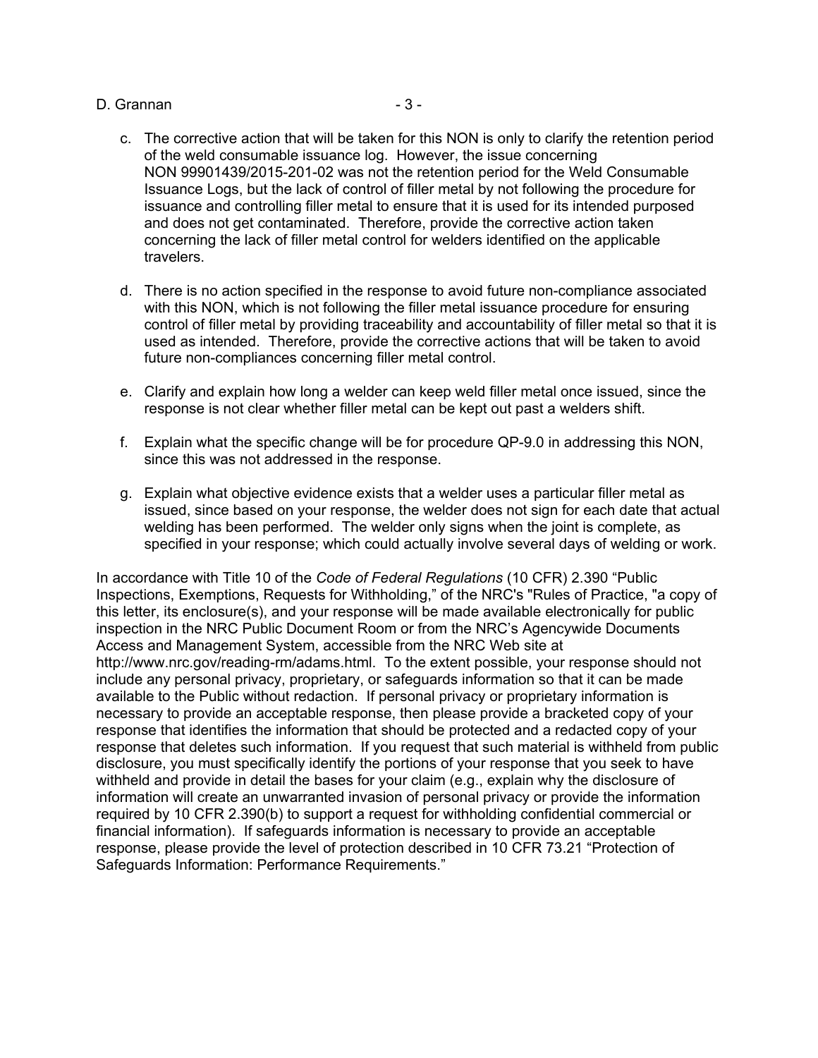c. The corrective action that will be taken for this NON is only to clarify the retention period of the weld consumable issuance log. However, the issue concerning NON 99901439/2015-201-02 was not the retention period for the Weld Consumable Issuance Logs, but the lack of control of filler metal by not following the procedure for issuance and controlling filler metal to ensure that it is used for its intended purposed and does not get contaminated. Therefore, provide the corrective action taken concerning the lack of filler metal control for welders identified on the applicable travelers.

d. There is no action specified in the response to avoid future non-compliance associated with this NON, which is not following the filler metal issuance procedure for ensuring control of filler metal by providing traceability and accountability of filler metal so that it is used as intended. Therefore, provide the corrective actions that will be taken to avoid future non-compliances concerning filler metal control.

e. Clarify and explain how long a welder can keep weld filler metal once issued, since the response is not clear whether filler metal can be kept out past a welders shift.

f. Explain what the specific change will be for procedure QP-9.0 in addressing this NON, since this was not addressed in the response.

g. Explain what objective evidence exists that a welder uses a particular filler metal as issued, since based on your response, the welder does not sign for each date that actual welding has been performed. The welder only signs when the joint is complete, as specified in your response; which could actually involve several days of welding or work.

In accordance with Title 10 of the *Code of Federal Regulations* (10 CFR) 2.390 "Public Inspections, Exemptions, Requests for Withholding," of the NRC's "Rules of Practice, "a copy of this letter, its enclosure(s), and your response will be made available electronically for public inspection in the NRC Public Document Room or from the NRC's Agencywide Documents Access and Management System, accessible from the NRC Web site at http://www.nrc.gov/reading-rm/adams.html. To the extent possible, your response should not include any personal privacy, proprietary, or safeguards information so that it can be made available to the Public without redaction. If personal privacy or proprietary information is necessary to provide an acceptable response, then please provide a bracketed copy of your response that identifies the information that should be protected and a redacted copy of your response that deletes such information. If you request that such material is withheld from public disclosure, you must specifically identify the portions of your response that you seek to have withheld and provide in detail the bases for your claim (e.g., explain why the disclosure of information will create an unwarranted invasion of personal privacy or provide the information required by 10 CFR 2.390(b) to support a request for withholding confidential commercial or financial information). If safeguards information is necessary to provide an acceptable response, please provide the level of protection described in 10 CFR 73.21 "Protection of Safeguards Information: Performance Requirements."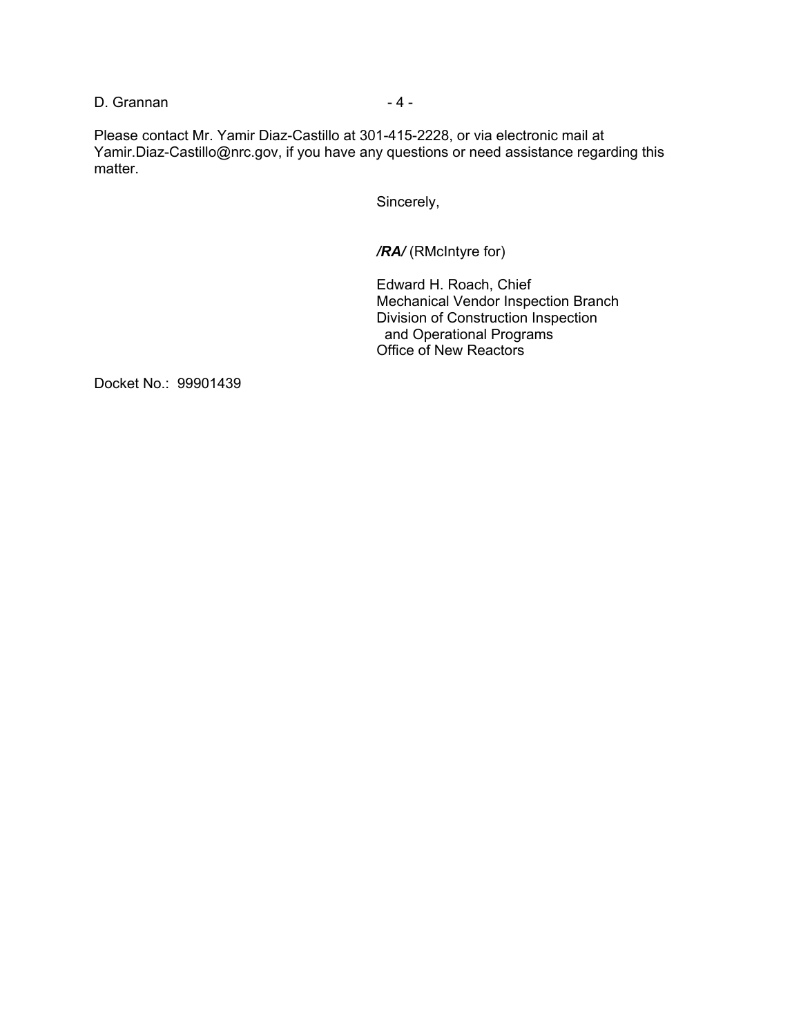Please contact Mr. Yamir Diaz-Castillo at 301-415-2228, or via electronic mail at Yamir.Diaz-Castillo@nrc.gov, if you have any questions or need assistance regarding this matter.

Sincerely,

***/RA/*** (RMcIntyre for)

Edward H. Roach, Chief
Mechanical Vendor Inspection Branch
Division of Construction Inspection
and Operational Programs
Office of New Reactors

Docket No.: 99901439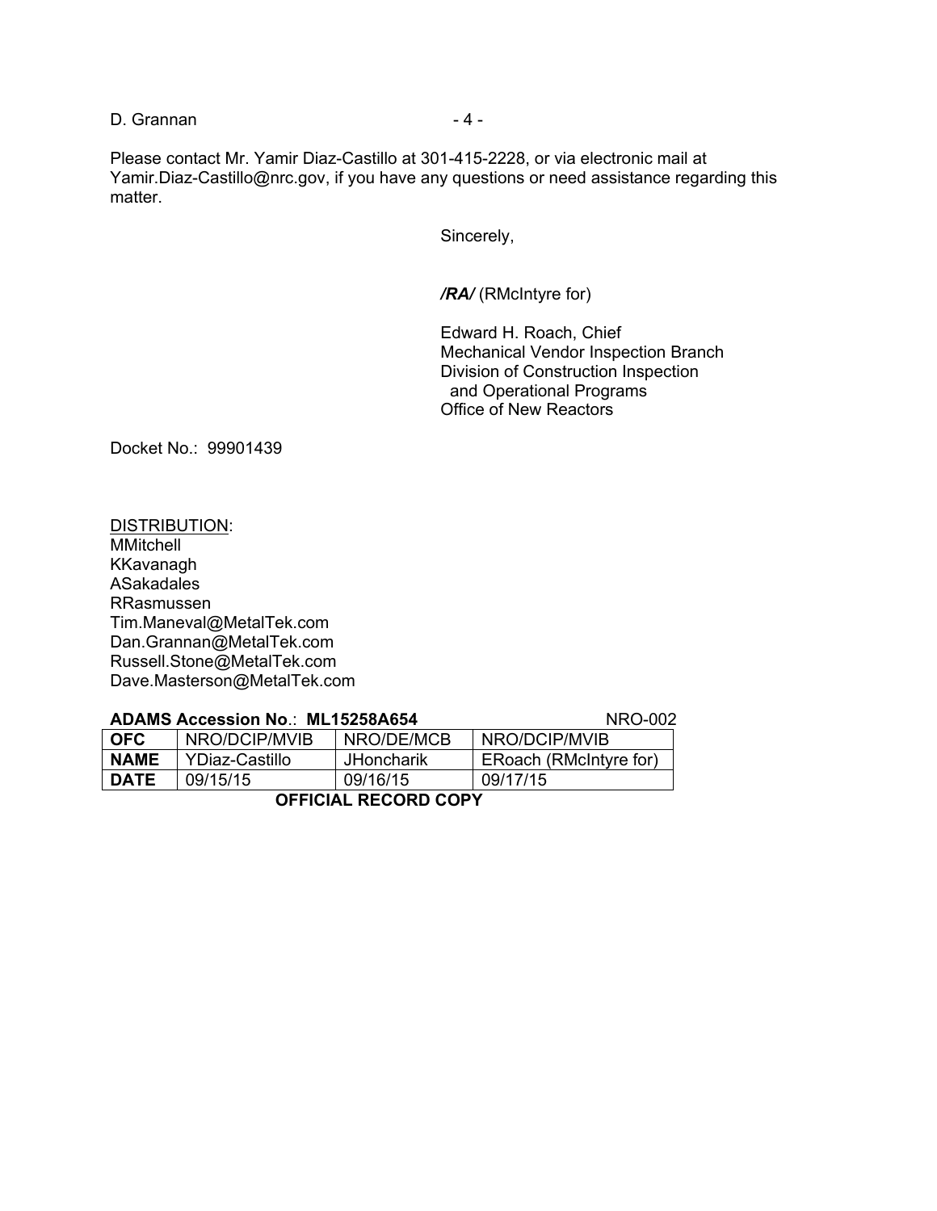Please contact Mr. Yamir Diaz-Castillo at 301-415-2228, or via electronic mail at Yamir.Diaz-Castillo@nrc.gov, if you have any questions or need assistance regarding this matter.

Sincerely,

***/RA/*** (RMcIntyre for)

Edward H. Roach, Chief
Mechanical Vendor Inspection Branch
Division of Construction Inspection
and Operational Programs
Office of New Reactors

Docket No.: 99901439

DISTRIBUTION:
MMitchell
KKavanagh
ASakadales
RRasmussen
Tim.Maneval@MetalTek.com
Dan.Grannan@MetalTek.com
Russell.Stone@MetalTek.com
Dave.Masterson@MetalTek.com

**ADAMS Accession No.: ML15258A654** NRO-002

| **OFC** | NRO/DCIP/MVIB | NRO/DE/MCB | NRO/DCIP/MVIB |
|---|---|---|---|
| **NAME** | YDiaz-Castillo | JHoncharik | ERoach (RMcIntyre for) |
| **DATE** | 09/15/15 | 09/16/15 | 09/17/15 |

**OFFICIAL RECORD COPY**